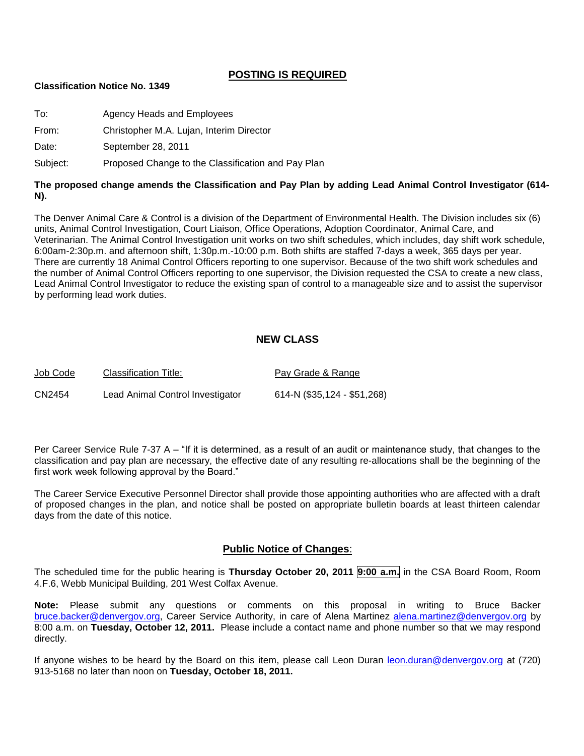## POSTING IS REQUIRED

**Classification Notice No. 1349**

To: Agency Heads and Employees

From: Christopher M.A. Lujan, Interim Director

Date: September 28, 2011

Subject: Proposed Change to the Classification and Pay Plan

**The proposed change amends the Classification and Pay Plan by adding Lead Animal Control Investigator (614-N).**

The Denver Animal Care & Control is a division of the Department of Environmental Health. The Division includes six (6) units, Animal Control Investigation, Court Liaison, Office Operations, Adoption Coordinator, Animal Care, and Veterinarian. The Animal Control Investigation unit works on two shift schedules, which includes, day shift work schedule, 6:00am-2:30p.m. and afternoon shift, 1:30p.m.-10:00 p.m. Both shifts are staffed 7-days a week, 365 days per year. There are currently 18 Animal Control Officers reporting to one supervisor. Because of the two shift work schedules and the number of Animal Control Officers reporting to one supervisor, the Division requested the CSA to create a new class, Lead Animal Control Investigator to reduce the existing span of control to a manageable size and to assist the supervisor by performing lead work duties.

## NEW CLASS

| Job Code | Classification Title: | Pay Grade & Range |
| --- | --- | --- |
| CN2454 | Lead Animal Control Investigator | 614-N ($35,124 - $51,268) |

Per Career Service Rule 7-37 A – "If it is determined, as a result of an audit or maintenance study, that changes to the classification and pay plan are necessary, the effective date of any resulting re-allocations shall be the beginning of the first work week following approval by the Board."

The Career Service Executive Personnel Director shall provide those appointing authorities who are affected with a draft of proposed changes in the plan, and notice shall be posted on appropriate bulletin boards at least thirteen calendar days from the date of this notice.

## Public Notice of Changes:

The scheduled time for the public hearing is **Thursday October 20, 2011 9:00 a.m.** in the CSA Board Room, Room 4.F.6, Webb Municipal Building, 201 West Colfax Avenue.

**Note:** Please submit any questions or comments on this proposal in writing to Bruce Backer bruce.backer@denvergov.org, Career Service Authority, in care of Alena Martinez alena.martinez@denvergov.org by 8:00 a.m. on **Tuesday, October 12, 2011.** Please include a contact name and phone number so that we may respond directly.

If anyone wishes to be heard by the Board on this item, please call Leon Duran leon.duran@denvergov.org at (720) 913-5168 no later than noon on **Tuesday, October 18, 2011.**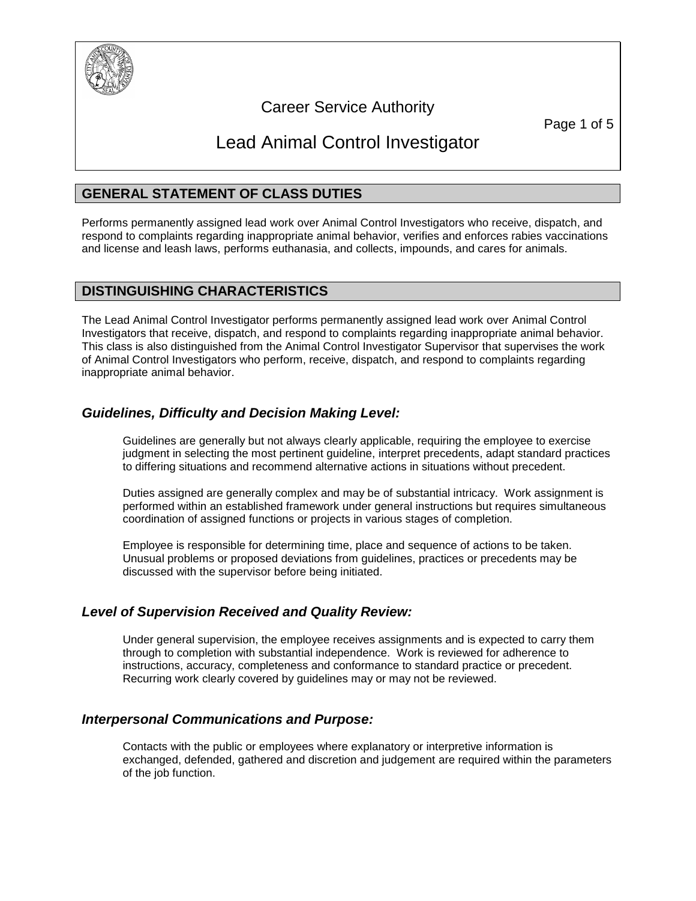# Career Service Authority

# Lead Animal Control Investigator

## GENERAL STATEMENT OF CLASS DUTIES

Performs permanently assigned lead work over Animal Control Investigators who receive, dispatch, and respond to complaints regarding inappropriate animal behavior, verifies and enforces rabies vaccinations and license and leash laws, performs euthanasia, and collects, impounds, and cares for animals.

## DISTINGUISHING CHARACTERISTICS

The Lead Animal Control Investigator performs permanently assigned lead work over Animal Control Investigators that receive, dispatch, and respond to complaints regarding inappropriate animal behavior. This class is also distinguished from the Animal Control Investigator Supervisor that supervises the work of Animal Control Investigators who perform, receive, dispatch, and respond to complaints regarding inappropriate animal behavior.

### *Guidelines, Difficulty and Decision Making Level:*

Guidelines are generally but not always clearly applicable, requiring the employee to exercise judgment in selecting the most pertinent guideline, interpret precedents, adapt standard practices to differing situations and recommend alternative actions in situations without precedent.

Duties assigned are generally complex and may be of substantial intricacy. Work assignment is performed within an established framework under general instructions but requires simultaneous coordination of assigned functions or projects in various stages of completion.

Employee is responsible for determining time, place and sequence of actions to be taken. Unusual problems or proposed deviations from guidelines, practices or precedents may be discussed with the supervisor before being initiated.

### *Level of Supervision Received and Quality Review:*

Under general supervision, the employee receives assignments and is expected to carry them through to completion with substantial independence. Work is reviewed for adherence to instructions, accuracy, completeness and conformance to standard practice or precedent. Recurring work clearly covered by guidelines may or may not be reviewed.

### *Interpersonal Communications and Purpose:*

Contacts with the public or employees where explanatory or interpretive information is exchanged, defended, gathered and discretion and judgement are required within the parameters of the job function.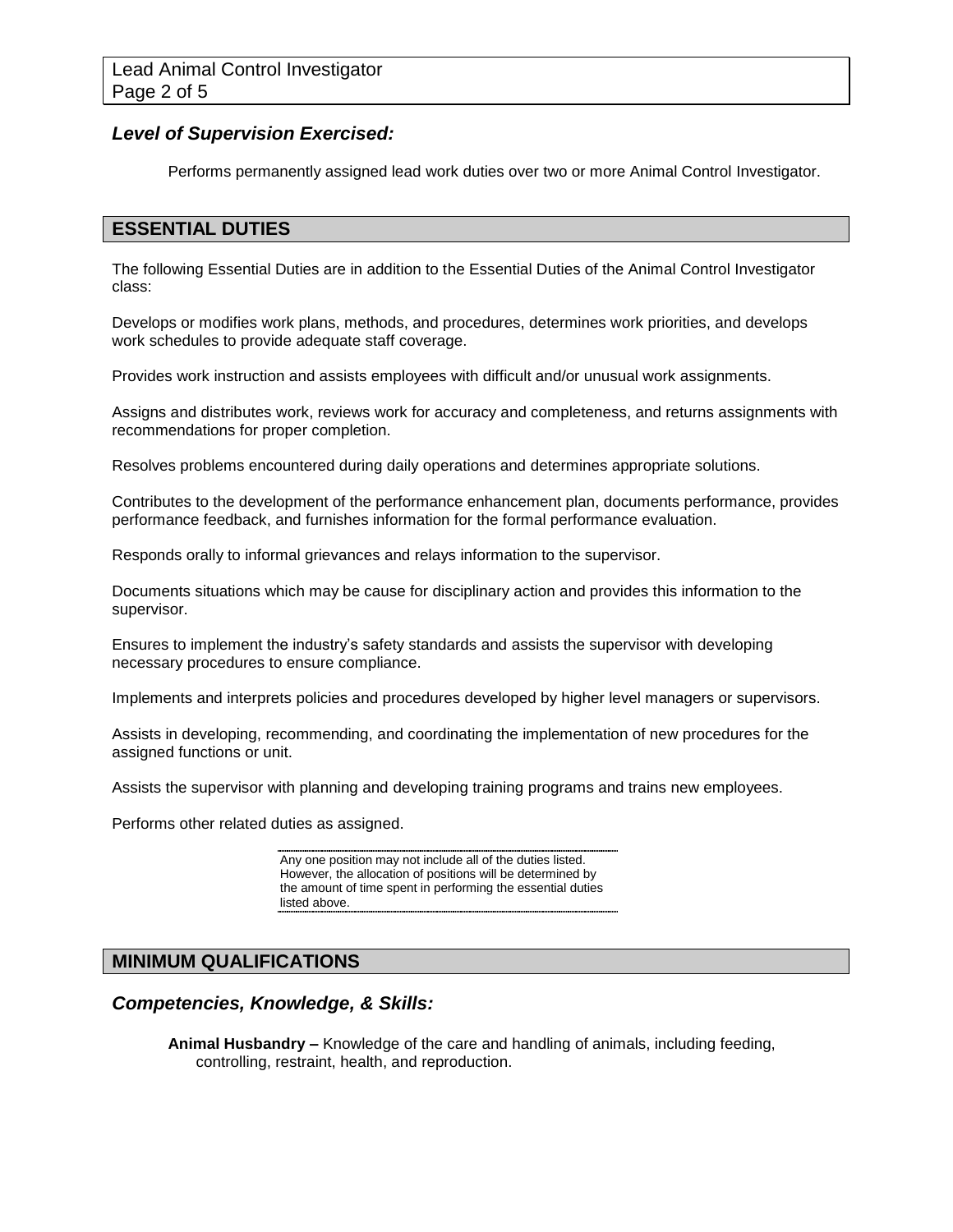### *Level of Supervision Exercised:*

Performs permanently assigned lead work duties over two or more Animal Control Investigator.

## ESSENTIAL DUTIES

The following Essential Duties are in addition to the Essential Duties of the Animal Control Investigator class:

Develops or modifies work plans, methods, and procedures, determines work priorities, and develops work schedules to provide adequate staff coverage.

Provides work instruction and assists employees with difficult and/or unusual work assignments.

Assigns and distributes work, reviews work for accuracy and completeness, and returns assignments with recommendations for proper completion.

Resolves problems encountered during daily operations and determines appropriate solutions.

Contributes to the development of the performance enhancement plan, documents performance, provides performance feedback, and furnishes information for the formal performance evaluation.

Responds orally to informal grievances and relays information to the supervisor.

Documents situations which may be cause for disciplinary action and provides this information to the supervisor.

Ensures to implement the industry's safety standards and assists the supervisor with developing necessary procedures to ensure compliance.

Implements and interprets policies and procedures developed by higher level managers or supervisors.

Assists in developing, recommending, and coordinating the implementation of new procedures for the assigned functions or unit.

Assists the supervisor with planning and developing training programs and trains new employees.

Performs other related duties as assigned.

Any one position may not include all of the duties listed. However, the allocation of positions will be determined by the amount of time spent in performing the essential duties listed above.

## MINIMUM QUALIFICATIONS

### *Competencies, Knowledge, & Skills:*

**Animal Husbandry –** Knowledge of the care and handling of animals, including feeding, controlling, restraint, health, and reproduction.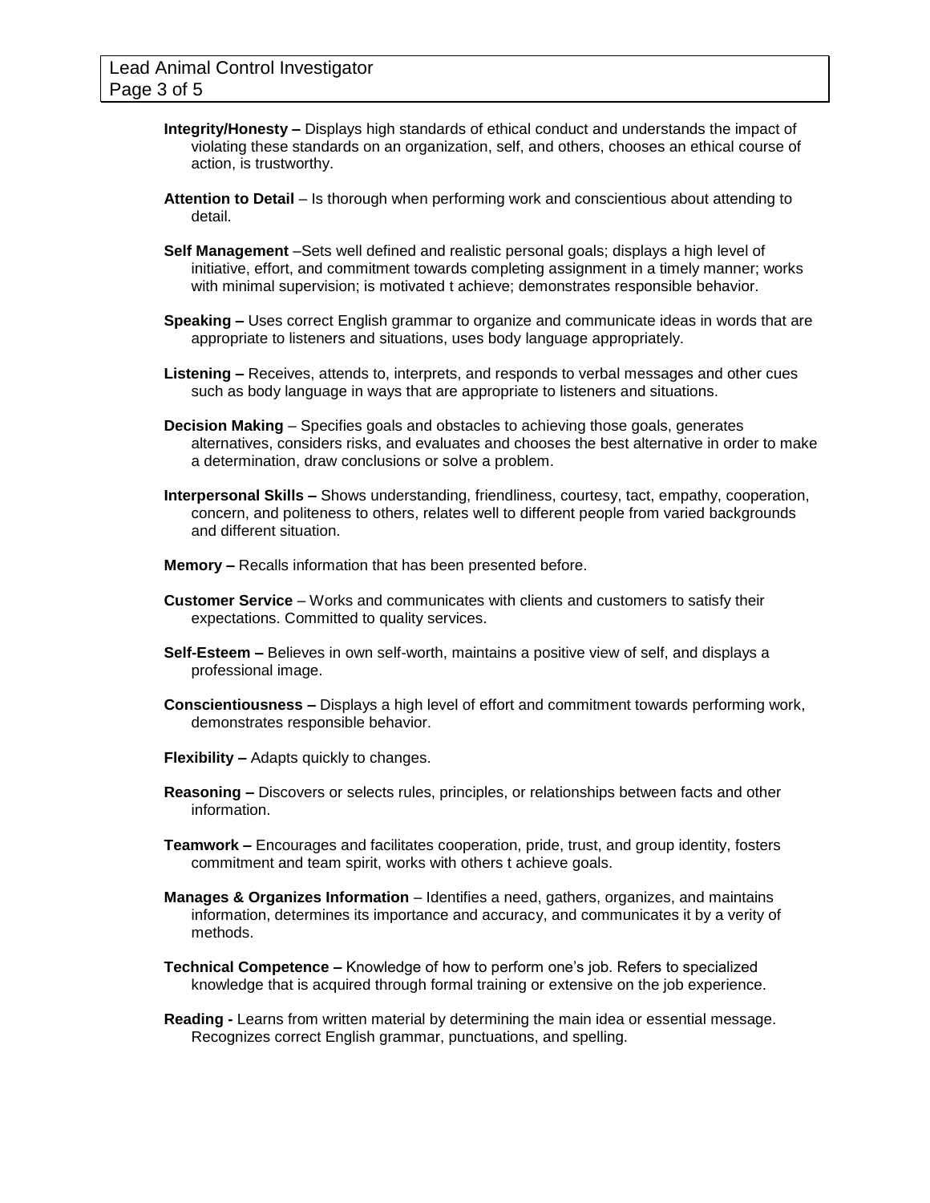**Integrity/Honesty –** Displays high standards of ethical conduct and understands the impact of violating these standards on an organization, self, and others, chooses an ethical course of action, is trustworthy.

**Attention to Detail** – Is thorough when performing work and conscientious about attending to detail.

**Self Management** –Sets well defined and realistic personal goals; displays a high level of initiative, effort, and commitment towards completing assignment in a timely manner; works with minimal supervision; is motivated t achieve; demonstrates responsible behavior.

**Speaking –** Uses correct English grammar to organize and communicate ideas in words that are appropriate to listeners and situations, uses body language appropriately.

**Listening –** Receives, attends to, interprets, and responds to verbal messages and other cues such as body language in ways that are appropriate to listeners and situations.

**Decision Making** – Specifies goals and obstacles to achieving those goals, generates alternatives, considers risks, and evaluates and chooses the best alternative in order to make a determination, draw conclusions or solve a problem.

**Interpersonal Skills –** Shows understanding, friendliness, courtesy, tact, empathy, cooperation, concern, and politeness to others, relates well to different people from varied backgrounds and different situation.

**Memory –** Recalls information that has been presented before.

**Customer Service** – Works and communicates with clients and customers to satisfy their expectations. Committed to quality services.

**Self-Esteem –** Believes in own self-worth, maintains a positive view of self, and displays a professional image.

**Conscientiousness –** Displays a high level of effort and commitment towards performing work, demonstrates responsible behavior.

**Flexibility –** Adapts quickly to changes.

**Reasoning –** Discovers or selects rules, principles, or relationships between facts and other information.

**Teamwork –** Encourages and facilitates cooperation, pride, trust, and group identity, fosters commitment and team spirit, works with others t achieve goals.

**Manages & Organizes Information** – Identifies a need, gathers, organizes, and maintains information, determines its importance and accuracy, and communicates it by a verity of methods.

**Technical Competence –** Knowledge of how to perform one's job. Refers to specialized knowledge that is acquired through formal training or extensive on the job experience.

**Reading -** Learns from written material by determining the main idea or essential message. Recognizes correct English grammar, punctuations, and spelling.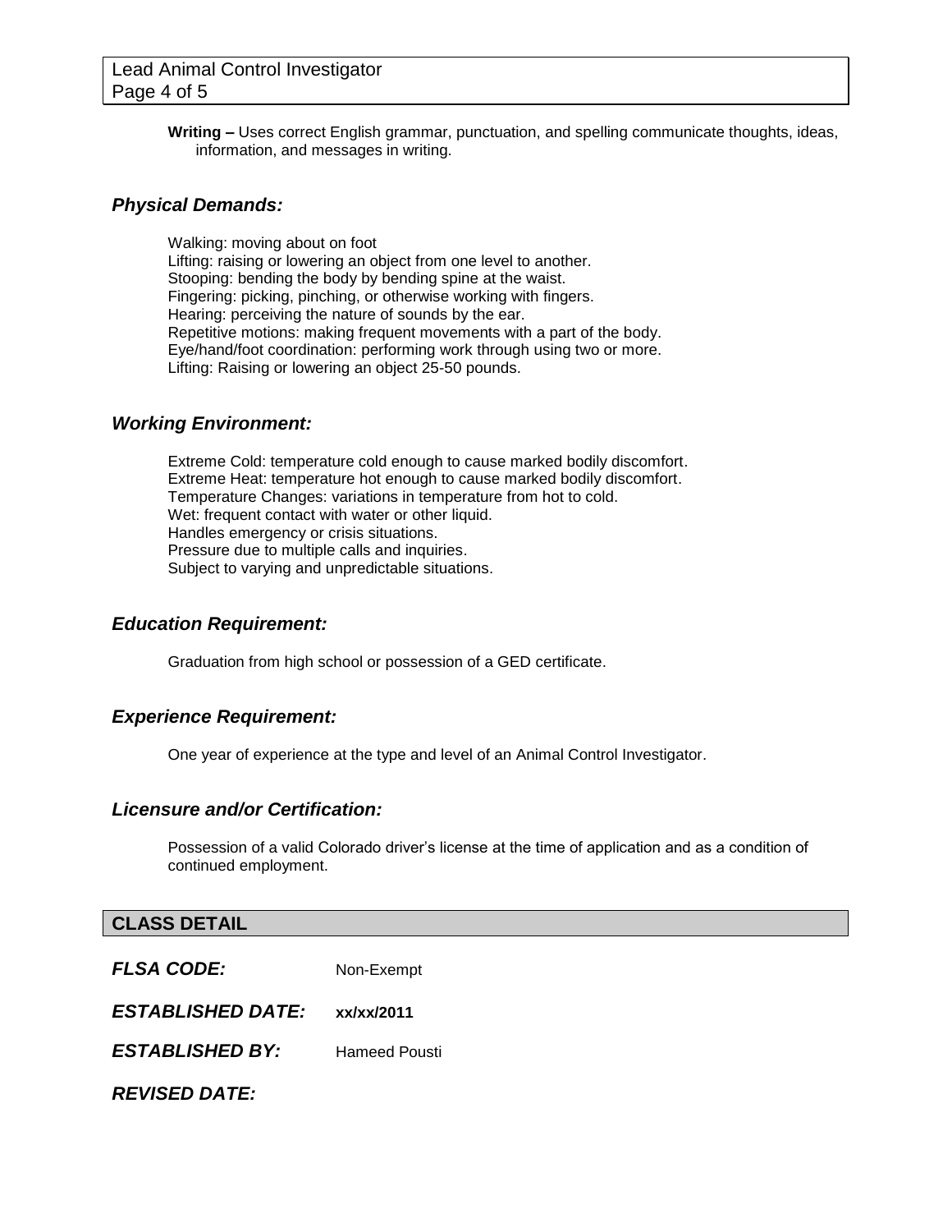**Writing –** Uses correct English grammar, punctuation, and spelling communicate thoughts, ideas, information, and messages in writing.

### *Physical Demands:*

Walking: moving about on foot
Lifting: raising or lowering an object from one level to another.
Stooping: bending the body by bending spine at the waist.
Fingering: picking, pinching, or otherwise working with fingers.
Hearing: perceiving the nature of sounds by the ear.
Repetitive motions: making frequent movements with a part of the body.
Eye/hand/foot coordination: performing work through using two or more.
Lifting: Raising or lowering an object 25-50 pounds.

### *Working Environment:*

Extreme Cold: temperature cold enough to cause marked bodily discomfort.
Extreme Heat: temperature hot enough to cause marked bodily discomfort.
Temperature Changes: variations in temperature from hot to cold.
Wet: frequent contact with water or other liquid.
Handles emergency or crisis situations.
Pressure due to multiple calls and inquiries.
Subject to varying and unpredictable situations.

### *Education Requirement:*

Graduation from high school or possession of a GED certificate.

### *Experience Requirement:*

One year of experience at the type and level of an Animal Control Investigator.

### *Licensure and/or Certification:*

Possession of a valid Colorado driver's license at the time of application and as a condition of continued employment.

## CLASS DETAIL

***FLSA CODE:*** Non-Exempt

***ESTABLISHED DATE:*** **xx/xx/2011**

***ESTABLISHED BY:*** Hameed Pousti

***REVISED DATE:***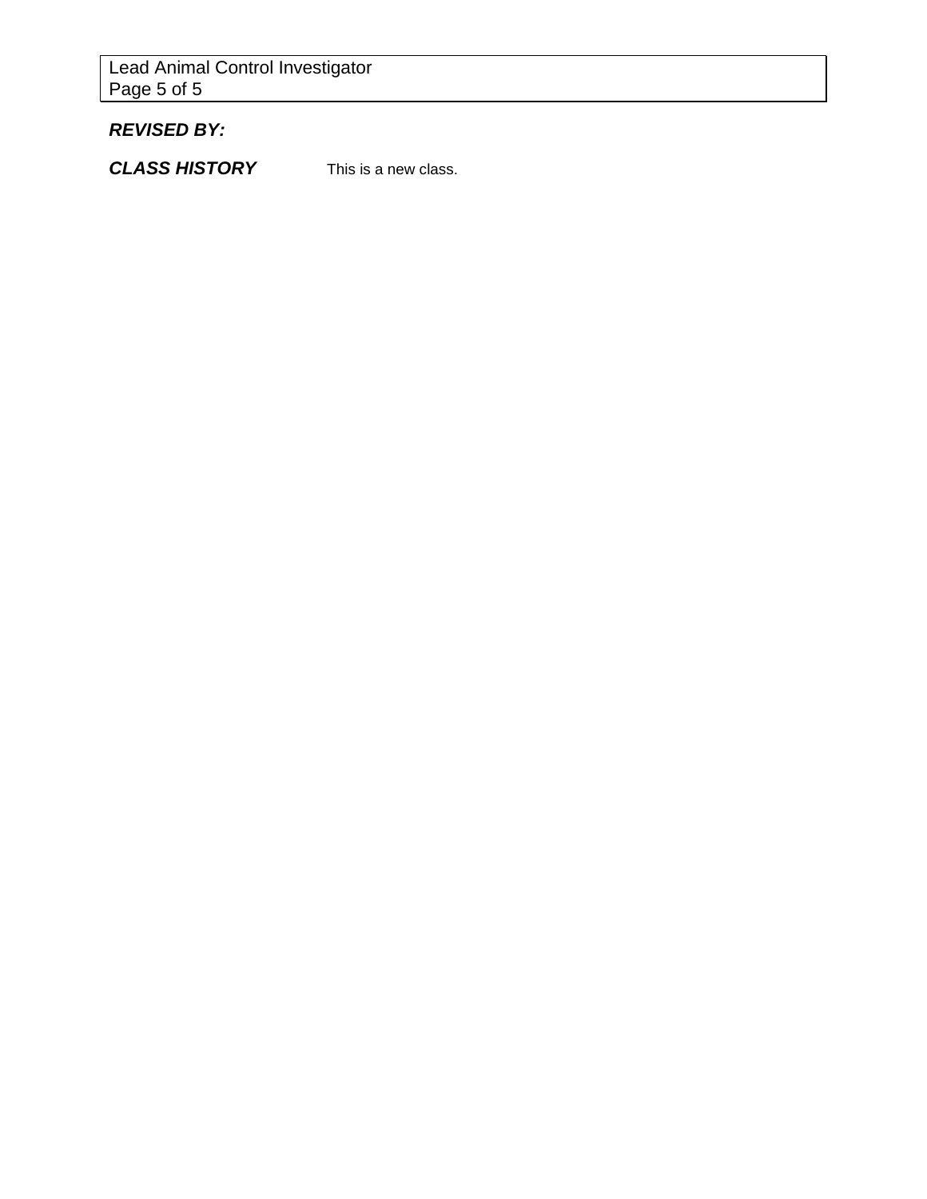***REVISED BY:***

***CLASS HISTORY*** This is a new class.